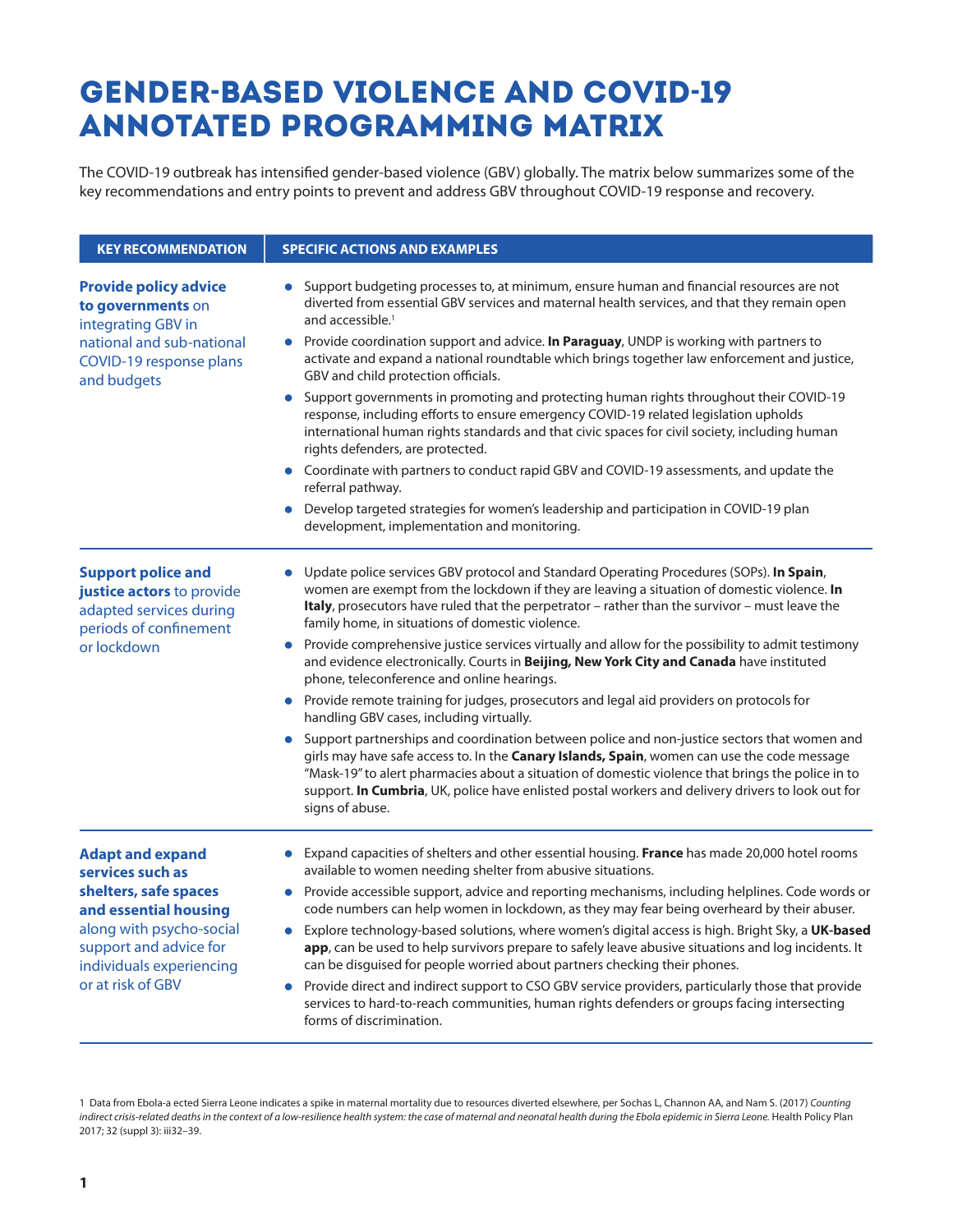# GENDER-BASED VIOLENCE AND COVID-19 ANNOTATED PROGRAMMING MATRIX

The COVID-19 outbreak has intensified gender-based violence (GBV) globally. The matrix below summarizes some of the key recommendations and entry points to prevent and address GBV throughout COVID-19 response and recovery.

| KEY RECOMMENDATION | SPECIFIC ACTIONS AND EXAMPLES |
|---|---|
| **Provide policy advice to governments** on integrating GBV in national and sub-national COVID-19 response plans and budgets | • Support budgeting processes to, at minimum, ensure human and financial resources are not diverted from essential GBV services and maternal health services, and that they remain open and accessible.[1]<br>• Provide coordination support and advice. **In Paraguay**, UNDP is working with partners to activate and expand a national roundtable which brings together law enforcement and justice, GBV and child protection officials.<br>• Support governments in promoting and protecting human rights throughout their COVID-19 response, including efforts to ensure emergency COVID-19 related legislation upholds international human rights standards and that civic spaces for civil society, including human rights defenders, are protected.<br>• Coordinate with partners to conduct rapid GBV and COVID-19 assessments, and update the referral pathway.<br>• Develop targeted strategies for women's leadership and participation in COVID-19 plan development, implementation and monitoring. |
| **Support police and justice actors** to provide adapted services during periods of confinement or lockdown | • Update police services GBV protocol and Standard Operating Procedures (SOPs). **In Spain**, women are exempt from the lockdown if they are leaving a situation of domestic violence. **In Italy**, prosecutors have ruled that the perpetrator – rather than the survivor – must leave the family home, in situations of domestic violence.<br>• Provide comprehensive justice services virtually and allow for the possibility to admit testimony and evidence electronically. Courts in **Beijing, New York City and Canada** have instituted phone, teleconference and online hearings.<br>• Provide remote training for judges, prosecutors and legal aid providers on protocols for handling GBV cases, including virtually.<br>• Support partnerships and coordination between police and non-justice sectors that women and girls may have safe access to. In the **Canary Islands, Spain**, women can use the code message "Mask-19" to alert pharmacies about a situation of domestic violence that brings the police in to support. **In Cumbria**, UK, police have enlisted postal workers and delivery drivers to look out for signs of abuse. |
| **Adapt and expand services such as shelters, safe spaces and essential housing** along with psycho-social support and advice for individuals experiencing or at risk of GBV | • Expand capacities of shelters and other essential housing. **France** has made 20,000 hotel rooms available to women needing shelter from abusive situations.<br>• Provide accessible support, advice and reporting mechanisms, including helplines. Code words or code numbers can help women in lockdown, as they may fear being overheard by their abuser.<br>• Explore technology-based solutions, where women's digital access is high. Bright Sky, a **UK-based app**, can be used to help survivors prepare to safely leave abusive situations and log incidents. It can be disguised for people worried about partners checking their phones.<br>• Provide direct and indirect support to CSO GBV service providers, particularly those that provide services to hard-to-reach communities, human rights defenders or groups facing intersecting forms of discrimination. |

1 Data from Ebola-a ected Sierra Leone indicates a spike in maternal mortality due to resources diverted elsewhere, per Sochas L, Channon AA, and Nam S. (2017) *Counting indirect crisis-related deaths in the context of a low-resilience health system: the case of maternal and neonatal health during the Ebola epidemic in Sierra Leone.* Health Policy Plan 2017; 32 (suppl 3): iii32–39.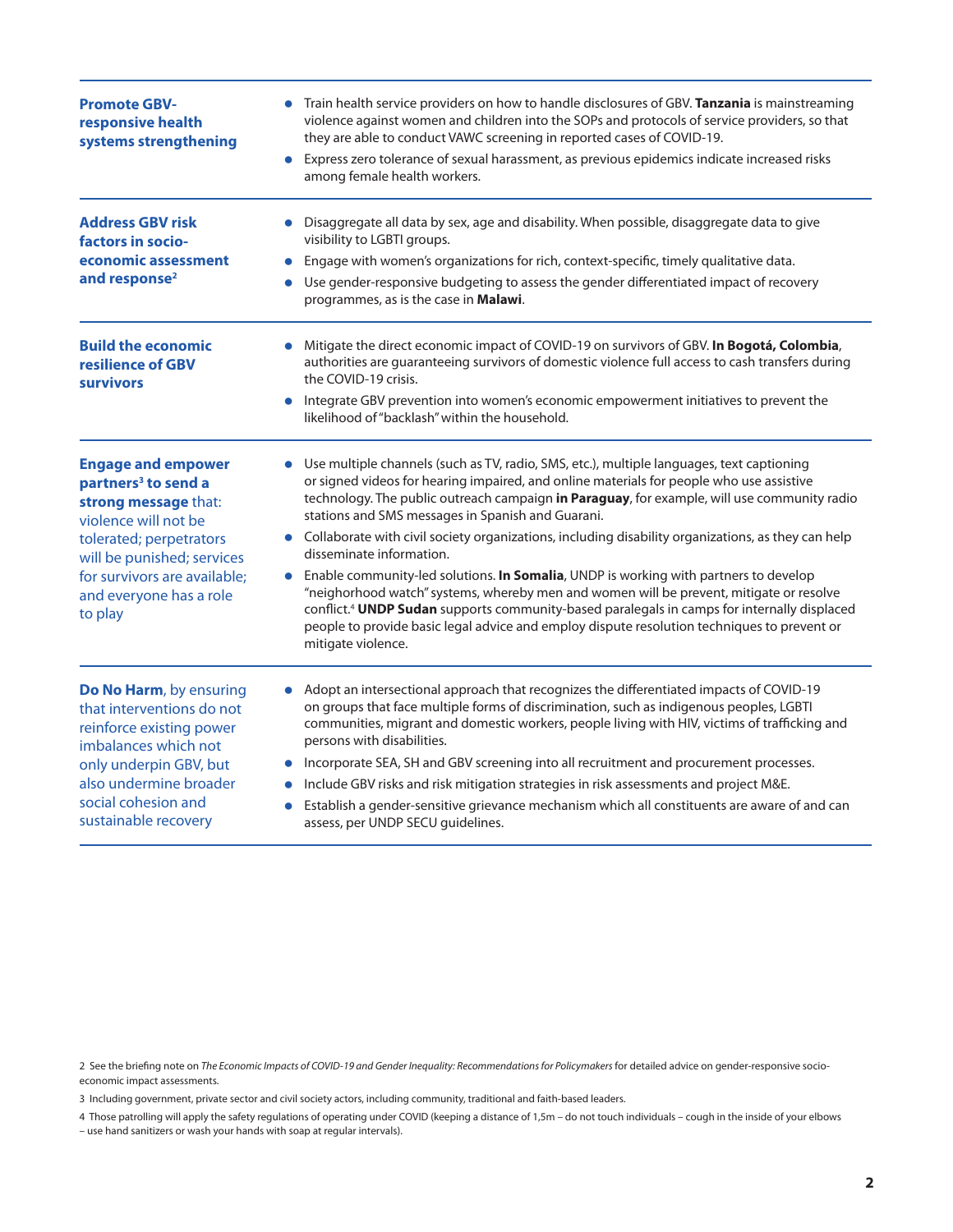| | |
|---|---|
| **Promote GBV-responsive health systems strengthening** | • Train health service providers on how to handle disclosures of GBV. **Tanzania** is mainstreaming violence against women and children into the SOPs and protocols of service providers, so that they are able to conduct VAWC screening in reported cases of COVID-19.<br>• Express zero tolerance of sexual harassment, as previous epidemics indicate increased risks among female health workers. |
| **Address GBV risk factors in socio-economic assessment and response**[2] | • Disaggregate all data by sex, age and disability. When possible, disaggregate data to give visibility to LGBTI groups.<br>• Engage with women's organizations for rich, context-specific, timely qualitative data.<br>• Use gender-responsive budgeting to assess the gender differentiated impact of recovery programmes, as is the case in **Malawi**. |
| **Build the economic resilience of GBV survivors** | • Mitigate the direct economic impact of COVID-19 on survivors of GBV. **In Bogotá, Colombia**, authorities are guaranteeing survivors of domestic violence full access to cash transfers during the COVID-19 crisis.<br>• Integrate GBV prevention into women's economic empowerment initiatives to prevent the likelihood of "backlash" within the household. |
| **Engage and empower partners**[3] **to send a strong message** that: violence will not be tolerated; perpetrators will be punished; services for survivors are available; and everyone has a role to play | • Use multiple channels (such as TV, radio, SMS, etc.), multiple languages, text captioning or signed videos for hearing impaired, and online materials for people who use assistive technology. The public outreach campaign **in Paraguay**, for example, will use community radio stations and SMS messages in Spanish and Guarani.<br>• Collaborate with civil society organizations, including disability organizations, as they can help disseminate information.<br>• Enable community-led solutions. **In Somalia**, UNDP is working with partners to develop "neighorhood watch" systems, whereby men and women will be prevent, mitigate or resolve conflict.[4] **UNDP Sudan** supports community-based paralegals in camps for internally displaced people to provide basic legal advice and employ dispute resolution techniques to prevent or mitigate violence. |
| **Do No Harm**, by ensuring that interventions do not reinforce existing power imbalances which not only underpin GBV, but also undermine broader social cohesion and sustainable recovery | • Adopt an intersectional approach that recognizes the differentiated impacts of COVID-19 on groups that face multiple forms of discrimination, such as indigenous peoples, LGBTI communities, migrant and domestic workers, people living with HIV, victims of trafficking and persons with disabilities.<br>• Incorporate SEA, SH and GBV screening into all recruitment and procurement processes.<br>• Include GBV risks and risk mitigation strategies in risk assessments and project M&E.<br>• Establish a gender-sensitive grievance mechanism which all constituents are aware of and can assess, per UNDP SECU guidelines. |

2 See the briefing note on *The Economic Impacts of COVID-19 and Gender Inequality: Recommendations for Policymakers* for detailed advice on gender-responsive socio-economic impact assessments.

3 Including government, private sector and civil society actors, including community, traditional and faith-based leaders.

4 Those patrolling will apply the safety regulations of operating under COVID (keeping a distance of 1,5m – do not touch individuals – cough in the inside of your elbows – use hand sanitizers or wash your hands with soap at regular intervals).